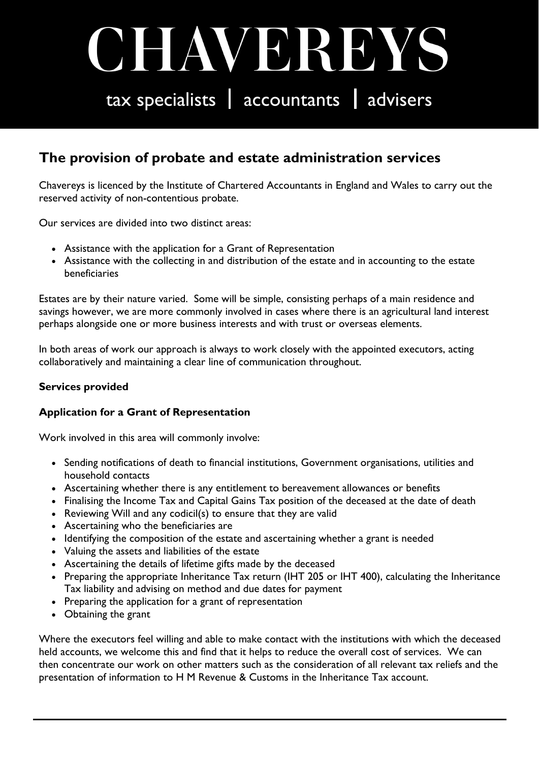# CHAVEREYS

tax specialists | accountants | advisers

## The provision of probate and estate administration services

Chavereys is licenced by the Institute of Chartered Accountants in England and Wales to carry out the reserved activity of non-contentious probate.

Our services are divided into two distinct areas:

- Assistance with the application for a Grant of Representation
- Assistance with the collecting in and distribution of the estate and in accounting to the estate beneficiaries

Estates are by their nature varied. Some will be simple, consisting perhaps of a main residence and savings however, we are more commonly involved in cases where there is an agricultural land interest perhaps alongside one or more business interests and with trust or overseas elements.

In both areas of work our approach is always to work closely with the appointed executors, acting collaboratively and maintaining a clear line of communication throughout.

**Services provided**

**Application for a Grant of Representation**

Work involved in this area will commonly involve:

- Sending notifications of death to financial institutions, Government organisations, utilities and household contacts
- Ascertaining whether there is any entitlement to bereavement allowances or benefits
- Finalising the Income Tax and Capital Gains Tax position of the deceased at the date of death
- Reviewing Will and any codicil(s) to ensure that they are valid
- Ascertaining who the beneficiaries are
- Identifying the composition of the estate and ascertaining whether a grant is needed
- Valuing the assets and liabilities of the estate
- Ascertaining the details of lifetime gifts made by the deceased
- Preparing the appropriate Inheritance Tax return (IHT 205 or IHT 400), calculating the Inheritance Tax liability and advising on method and due dates for payment
- Preparing the application for a grant of representation
- Obtaining the grant

Where the executors feel willing and able to make contact with the institutions with which the deceased held accounts, we welcome this and find that it helps to reduce the overall cost of services. We can then concentrate our work on other matters such as the consideration of all relevant tax reliefs and the presentation of information to H M Revenue & Customs in the Inheritance Tax account.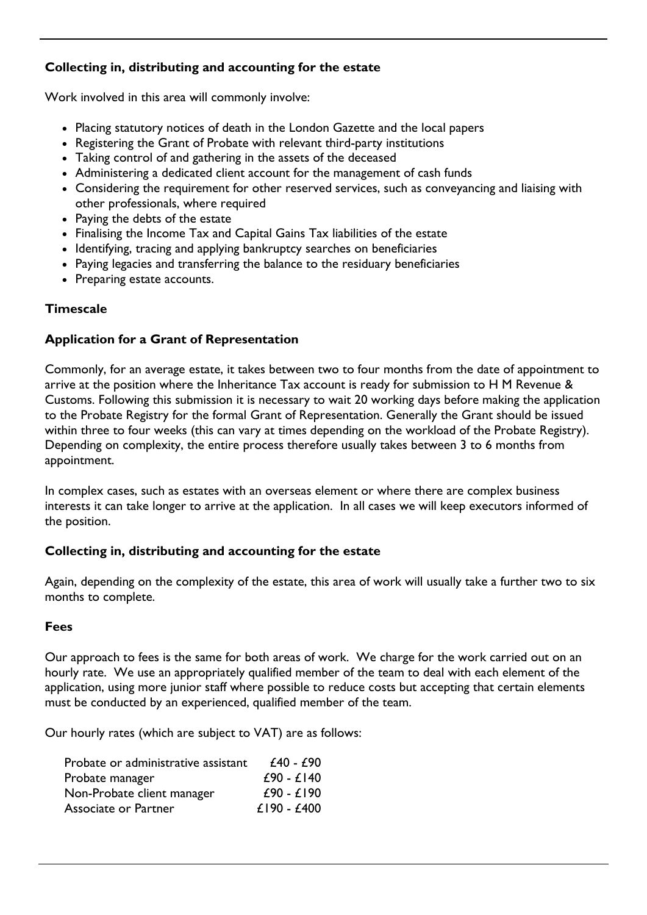### Collecting in, distributing and accounting for the estate

Work involved in this area will commonly involve:

- Placing statutory notices of death in the London Gazette and the local papers
- Registering the Grant of Probate with relevant third-party institutions
- Taking control of and gathering in the assets of the deceased
- Administering a dedicated client account for the management of cash funds
- Considering the requirement for other reserved services, such as conveyancing and liaising with other professionals, where required
- Paying the debts of the estate
- Finalising the Income Tax and Capital Gains Tax liabilities of the estate
- Identifying, tracing and applying bankruptcy searches on beneficiaries
- Paying legacies and transferring the balance to the residuary beneficiaries
- Preparing estate accounts.

### Timescale

### Application for a Grant of Representation

Commonly, for an average estate, it takes between two to four months from the date of appointment to arrive at the position where the Inheritance Tax account is ready for submission to H M Revenue & Customs. Following this submission it is necessary to wait 20 working days before making the application to the Probate Registry for the formal Grant of Representation. Generally the Grant should be issued within three to four weeks (this can vary at times depending on the workload of the Probate Registry). Depending on complexity, the entire process therefore usually takes between 3 to 6 months from appointment.

In complex cases, such as estates with an overseas element or where there are complex business interests it can take longer to arrive at the application. In all cases we will keep executors informed of the position.

### Collecting in, distributing and accounting for the estate

Again, depending on the complexity of the estate, this area of work will usually take a further two to six months to complete.

### Fees

Our approach to fees is the same for both areas of work. We charge for the work carried out on an hourly rate. We use an appropriately qualified member of the team to deal with each element of the application, using more junior staff where possible to reduce costs but accepting that certain elements must be conducted by an experienced, qualified member of the team.

Our hourly rates (which are subject to VAT) are as follows:

| | |
|---|---|
| Probate or administrative assistant | £40 - £90 |
| Probate manager | £90 - £140 |
| Non-Probate client manager | £90 - £190 |
| Associate or Partner | £190 - £400 |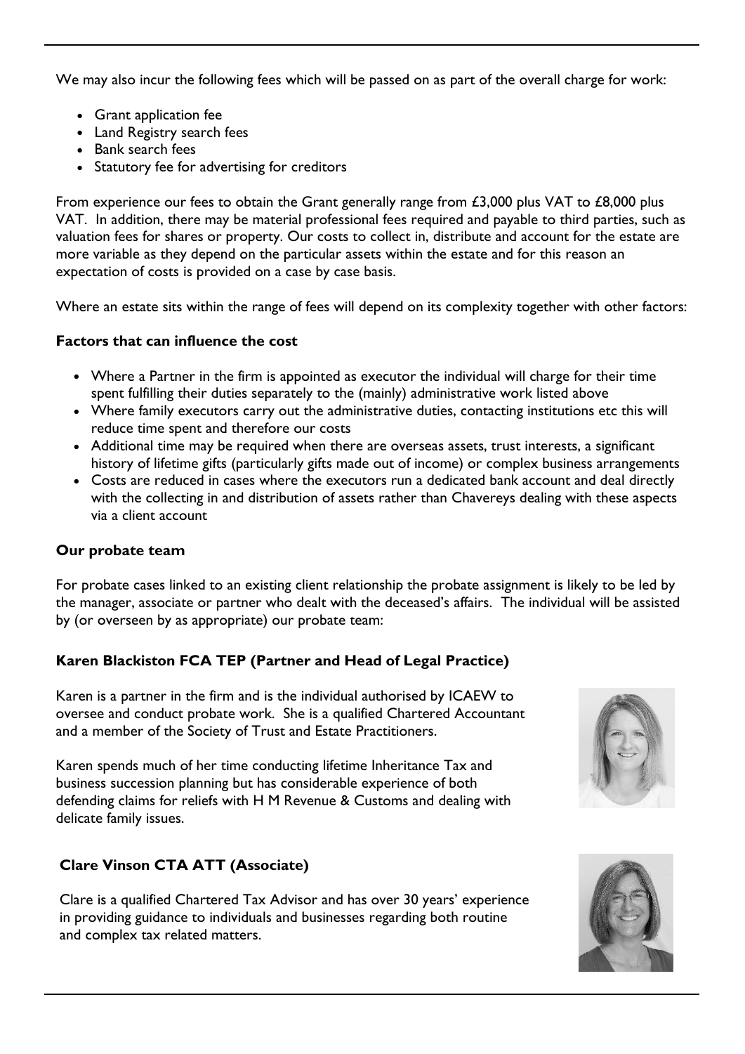We may also incur the following fees which will be passed on as part of the overall charge for work:

- Grant application fee
- Land Registry search fees
- Bank search fees
- Statutory fee for advertising for creditors

From experience our fees to obtain the Grant generally range from £3,000 plus VAT to £8,000 plus VAT. In addition, there may be material professional fees required and payable to third parties, such as valuation fees for shares or property. Our costs to collect in, distribute and account for the estate are more variable as they depend on the particular assets within the estate and for this reason an expectation of costs is provided on a case by case basis.

Where an estate sits within the range of fees will depend on its complexity together with other factors:

**Factors that can influence the cost**

- Where a Partner in the firm is appointed as executor the individual will charge for their time spent fulfilling their duties separately to the (mainly) administrative work listed above
- Where family executors carry out the administrative duties, contacting institutions etc this will reduce time spent and therefore our costs
- Additional time may be required when there are overseas assets, trust interests, a significant history of lifetime gifts (particularly gifts made out of income) or complex business arrangements
- Costs are reduced in cases where the executors run a dedicated bank account and deal directly with the collecting in and distribution of assets rather than Chavereys dealing with these aspects via a client account

**Our probate team**

For probate cases linked to an existing client relationship the probate assignment is likely to be led by the manager, associate or partner who dealt with the deceased's affairs. The individual will be assisted by (or overseen by as appropriate) our probate team:

**Karen Blackiston FCA TEP (Partner and Head of Legal Practice)**

Karen is a partner in the firm and is the individual authorised by ICAEW to oversee and conduct probate work. She is a qualified Chartered Accountant and a member of the Society of Trust and Estate Practitioners.

Karen spends much of her time conducting lifetime Inheritance Tax and business succession planning but has considerable experience of both defending claims for reliefs with H M Revenue & Customs and dealing with delicate family issues.

**Clare Vinson CTA ATT (Associate)**

Clare is a qualified Chartered Tax Advisor and has over 30 years' experience in providing guidance to individuals and businesses regarding both routine and complex tax related matters.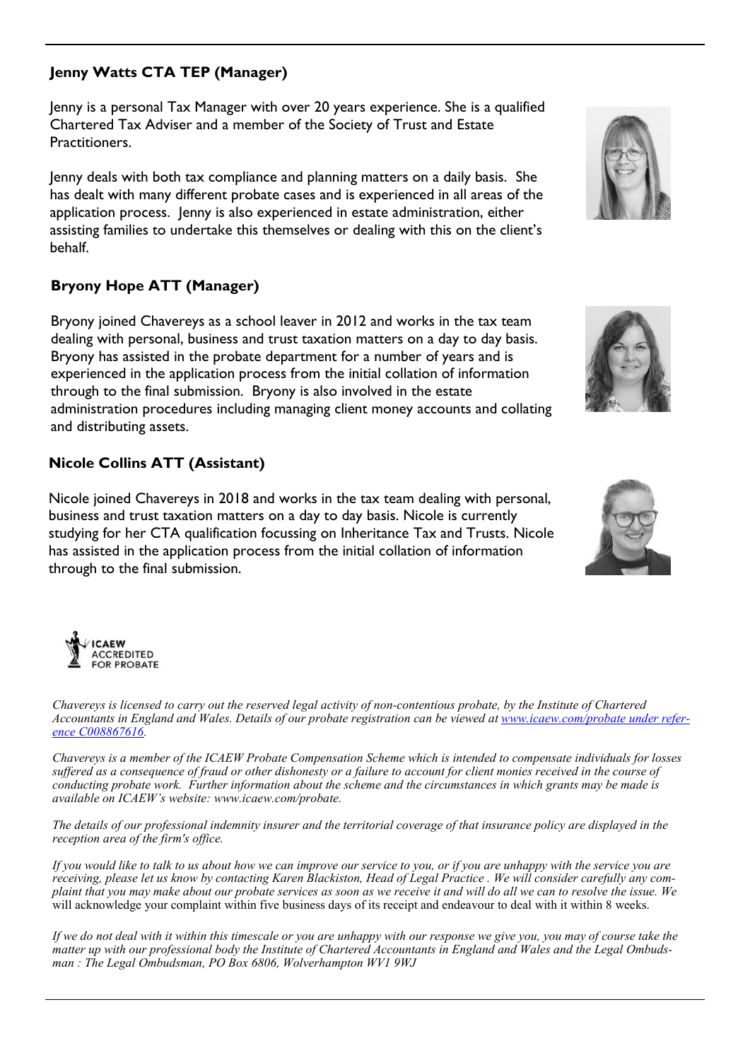**Jenny Watts CTA TEP (Manager)**

Jenny is a personal Tax Manager with over 20 years experience. She is a qualified Chartered Tax Adviser and a member of the Society of Trust and Estate Practitioners.

Jenny deals with both tax compliance and planning matters on a daily basis. She has dealt with many different probate cases and is experienced in all areas of the application process. Jenny is also experienced in estate administration, either assisting families to undertake this themselves or dealing with this on the client's behalf.

**Bryony Hope ATT (Manager)**

Bryony joined Chavereys as a school leaver in 2012 and works in the tax team dealing with personal, business and trust taxation matters on a day to day basis. Bryony has assisted in the probate department for a number of years and is experienced in the application process from the initial collation of information through to the final submission. Bryony is also involved in the estate administration procedures including managing client money accounts and collating and distributing assets.

**Nicole Collins ATT (Assistant)**

Nicole joined Chavereys in 2018 and works in the tax team dealing with personal, business and trust taxation matters on a day to day basis. Nicole is currently studying for her CTA qualification focussing on Inheritance Tax and Trusts. Nicole has assisted in the application process from the initial collation of information through to the final submission.

ICAEW ACCREDITED FOR PROBATE

*Chavereys is licensed to carry out the reserved legal activity of non-contentious probate, by the Institute of Chartered Accountants in England and Wales. Details of our probate registration can be viewed at www.icaew.com/probate under reference C008867616.*

*Chavereys is a member of the ICAEW Probate Compensation Scheme which is intended to compensate individuals for losses suffered as a consequence of fraud or other dishonesty or a failure to account for client monies received in the course of conducting probate work. Further information about the scheme and the circumstances in which grants may be made is available on ICAEW's website: www.icaew.com/probate.*

*The details of our professional indemnity insurer and the territorial coverage of that insurance policy are displayed in the reception area of the firm's office.*

*If you would like to talk to us about how we can improve our service to you, or if you are unhappy with the service you are receiving, please let us know by contacting Karen Blackiston, Head of Legal Practice . We will consider carefully any complaint that you may make about our probate services as soon as we receive it and will do all we can to resolve the issue. We* will acknowledge your complaint within five business days of its receipt and endeavour to deal with it within 8 weeks.

*If we do not deal with it within this timescale or you are unhappy with our response we give you, you may of course take the matter up with our professional body the Institute of Chartered Accountants in England and Wales and the Legal Ombudsman : The Legal Ombudsman, PO Box 6806, Wolverhampton WV1 9WJ*